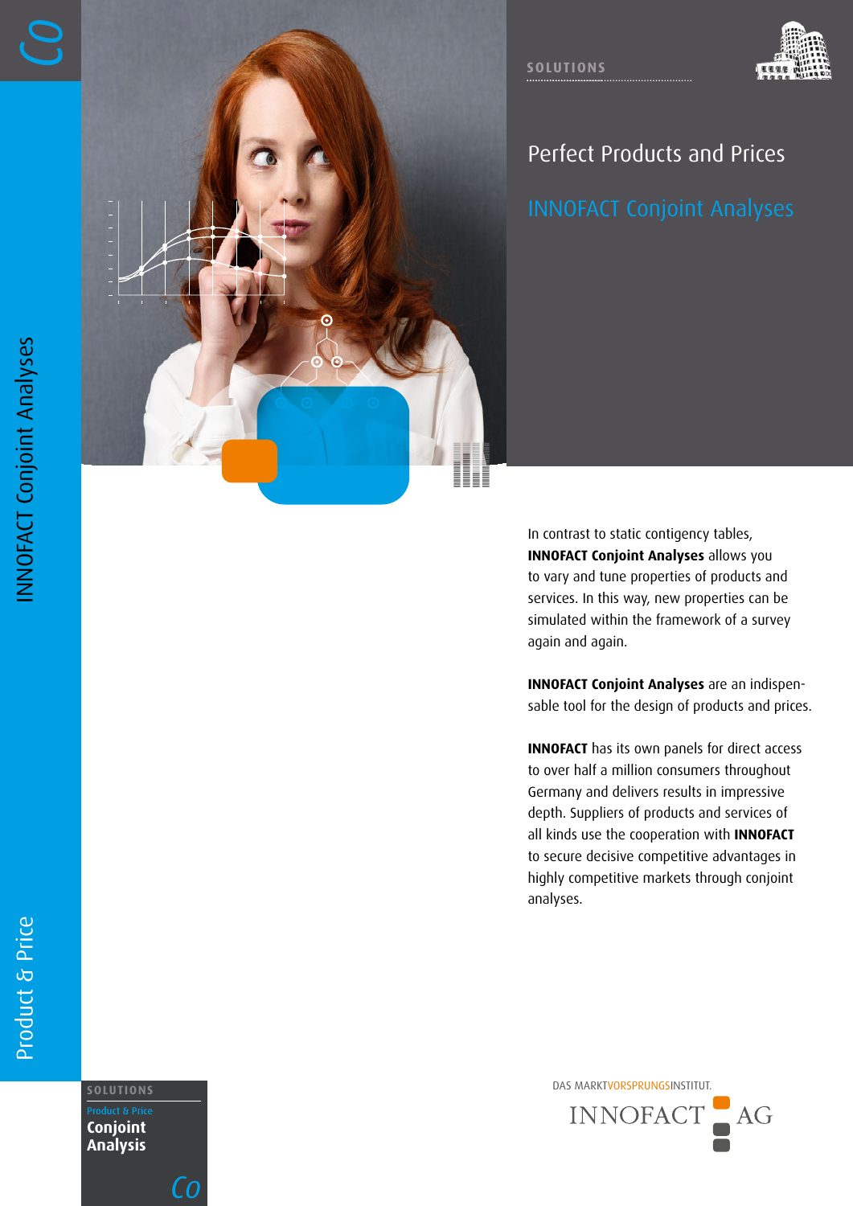SOLUTIONS

# Perfect Products and Prices

## INNOFACT Conjoint Analyses

In contrast to static contigency tables, **INNOFACT Conjoint Analyses** allows you to vary and tune properties of products and services. In this way, new properties can be simulated within the framework of a survey again and again.

**INNOFACT Conjoint Analyses** are an indispensable tool for the design of products and prices.

**INNOFACT** has its own panels for direct access to over half a million consumers throughout Germany and delivers results in impressive depth. Suppliers of products and services of all kinds use the cooperation with **INNOFACT** to secure decisive competitive advantages in highly competitive markets through conjoint analyses.

INNOFACT Conjoint Analyses

Product & Price

SOLUTIONS
Product & Price
**Conjoint Analysis**

DAS MARKTVORSPRUNGSINSTITUT.
INNOFACT AG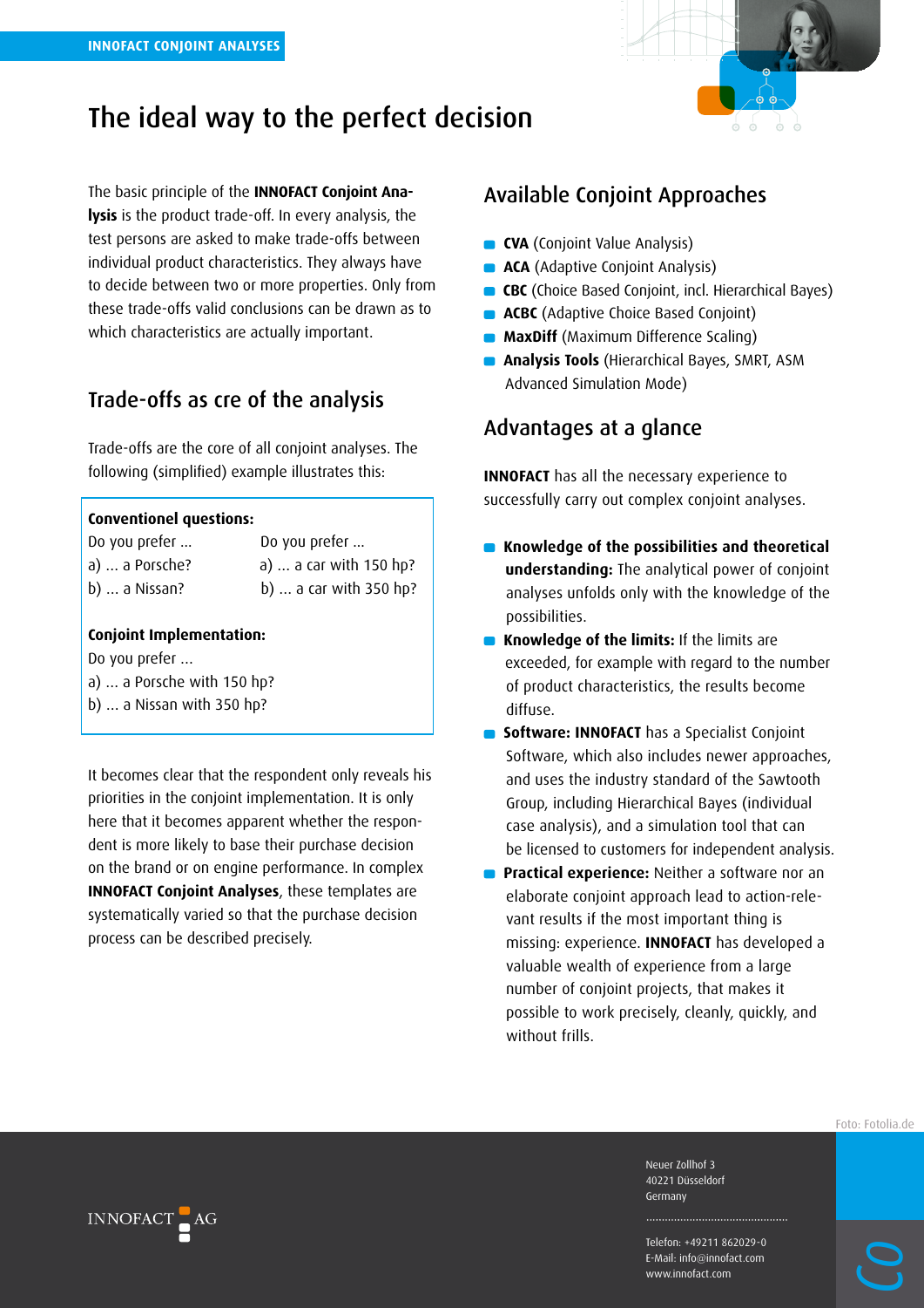INNOFACT CONJOINT ANALYSES

# The ideal way to the perfect decision

The basic principle of the **INNOFACT Conjoint Analysis** is the product trade-off. In every analysis, the test persons are asked to make trade-offs between individual product characteristics. They always have to decide between two or more properties. Only from these trade-offs valid conclusions can be drawn as to which characteristics are actually important.

## Trade-offs as cre of the analysis

Trade-offs are the core of all conjoint analyses. The following (simplified) example illustrates this:

**Conventionel questions:**

| | |
|---|---|
| Do you prefer ... | Do you prefer ... |
| a) ... a Porsche? | a) ... a car with 150 hp? |
| b) ... a Nissan? | b) ... a car with 350 hp? |

**Conjoint Implementation:**

Do you prefer ...
a) ... a Porsche with 150 hp?
b) ... a Nissan with 350 hp?

It becomes clear that the respondent only reveals his priorities in the conjoint implementation. It is only here that it becomes apparent whether the respondent is more likely to base their purchase decision on the brand or on engine performance. In complex **INNOFACT Conjoint Analyses**, these templates are systematically varied so that the purchase decision process can be described precisely.

## Available Conjoint Approaches

- **CVA** (Conjoint Value Analysis)
- **ACA** (Adaptive Conjoint Analysis)
- **CBC** (Choice Based Conjoint, incl. Hierarchical Bayes)
- **ACBC** (Adaptive Choice Based Conjoint)
- **MaxDiff** (Maximum Difference Scaling)
- **Analysis Tools** (Hierarchical Bayes, SMRT, ASM Advanced Simulation Mode)

## Advantages at a glance

**INNOFACT** has all the necessary experience to successfully carry out complex conjoint analyses.

- **Knowledge of the possibilities and theoretical understanding:** The analytical power of conjoint analyses unfolds only with the knowledge of the possibilities.
- **Knowledge of the limits:** If the limits are exceeded, for example with regard to the number of product characteristics, the results become diffuse.
- **Software: INNOFACT** has a Specialist Conjoint Software, which also includes newer approaches, and uses the industry standard of the Sawtooth Group, including Hierarchical Bayes (individual case analysis), and a simulation tool that can be licensed to customers for independent analysis.
- **Practical experience:** Neither a software nor an elaborate conjoint approach lead to action-relevant results if the most important thing is missing: experience. **INNOFACT** has developed a valuable wealth of experience from a large number of conjoint projects, that makes it possible to work precisely, cleanly, quickly, and without frills.

Foto: Fotolia.de

INNOFACT AG

Neuer Zollhof 3
40221 Düsseldorf
Germany

Telefon: +49211 862029-0
E-Mail: info@innofact.com
www.innofact.com